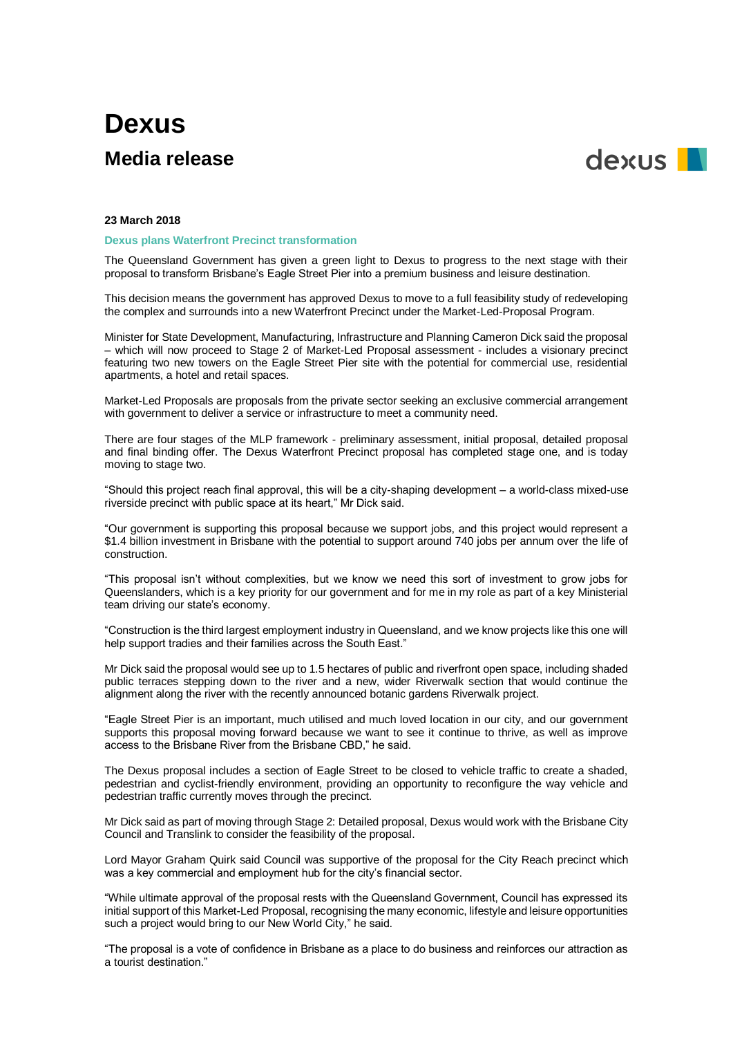# Dexus

## Media release

**23 March 2018**

**Dexus plans Waterfront Precinct transformation**

The Queensland Government has given a green light to Dexus to progress to the next stage with their proposal to transform Brisbane's Eagle Street Pier into a premium business and leisure destination.

This decision means the government has approved Dexus to move to a full feasibility study of redeveloping the complex and surrounds into a new Waterfront Precinct under the Market-Led-Proposal Program.

Minister for State Development, Manufacturing, Infrastructure and Planning Cameron Dick said the proposal – which will now proceed to Stage 2 of Market-Led Proposal assessment - includes a visionary precinct featuring two new towers on the Eagle Street Pier site with the potential for commercial use, residential apartments, a hotel and retail spaces.

Market-Led Proposals are proposals from the private sector seeking an exclusive commercial arrangement with government to deliver a service or infrastructure to meet a community need.

There are four stages of the MLP framework - preliminary assessment, initial proposal, detailed proposal and final binding offer. The Dexus Waterfront Precinct proposal has completed stage one, and is today moving to stage two.

"Should this project reach final approval, this will be a city-shaping development – a world-class mixed-use riverside precinct with public space at its heart," Mr Dick said.

"Our government is supporting this proposal because we support jobs, and this project would represent a $1.4 billion investment in Brisbane with the potential to support around 740 jobs per annum over the life of construction.

"This proposal isn't without complexities, but we know we need this sort of investment to grow jobs for Queenslanders, which is a key priority for our government and for me in my role as part of a key Ministerial team driving our state's economy.

"Construction is the third largest employment industry in Queensland, and we know projects like this one will help support tradies and their families across the South East."

Mr Dick said the proposal would see up to 1.5 hectares of public and riverfront open space, including shaded public terraces stepping down to the river and a new, wider Riverwalk section that would continue the alignment along the river with the recently announced botanic gardens Riverwalk project.

"Eagle Street Pier is an important, much utilised and much loved location in our city, and our government supports this proposal moving forward because we want to see it continue to thrive, as well as improve access to the Brisbane River from the Brisbane CBD," he said.

The Dexus proposal includes a section of Eagle Street to be closed to vehicle traffic to create a shaded, pedestrian and cyclist-friendly environment, providing an opportunity to reconfigure the way vehicle and pedestrian traffic currently moves through the precinct.

Mr Dick said as part of moving through Stage 2: Detailed proposal, Dexus would work with the Brisbane City Council and Translink to consider the feasibility of the proposal.

Lord Mayor Graham Quirk said Council was supportive of the proposal for the City Reach precinct which was a key commercial and employment hub for the city's financial sector.

"While ultimate approval of the proposal rests with the Queensland Government, Council has expressed its initial support of this Market-Led Proposal, recognising the many economic, lifestyle and leisure opportunities such a project would bring to our New World City," he said.

"The proposal is a vote of confidence in Brisbane as a place to do business and reinforces our attraction as a tourist destination."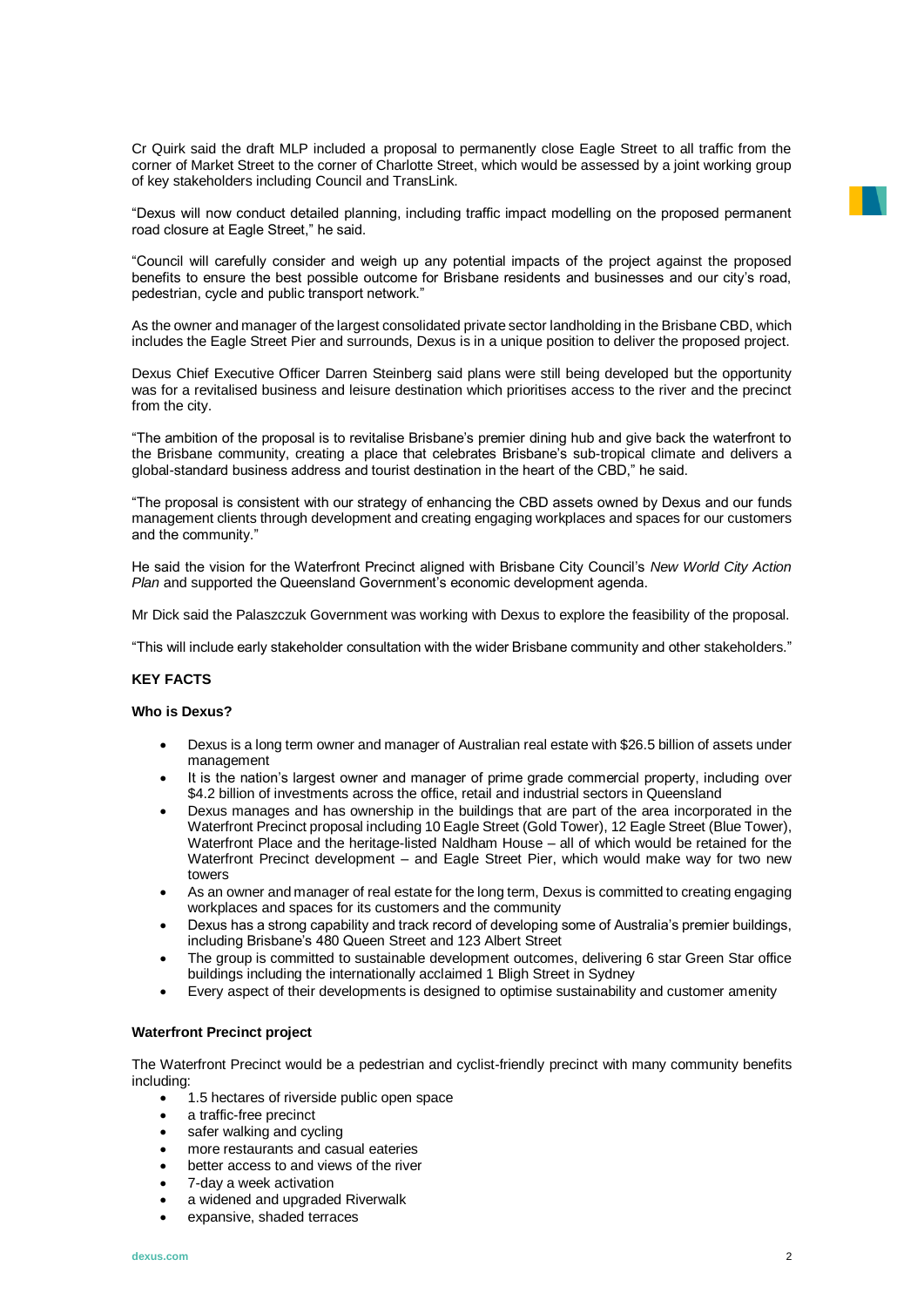Cr Quirk said the draft MLP included a proposal to permanently close Eagle Street to all traffic from the corner of Market Street to the corner of Charlotte Street, which would be assessed by a joint working group of key stakeholders including Council and TransLink.

"Dexus will now conduct detailed planning, including traffic impact modelling on the proposed permanent road closure at Eagle Street," he said.

"Council will carefully consider and weigh up any potential impacts of the project against the proposed benefits to ensure the best possible outcome for Brisbane residents and businesses and our city's road, pedestrian, cycle and public transport network."

As the owner and manager of the largest consolidated private sector landholding in the Brisbane CBD, which includes the Eagle Street Pier and surrounds, Dexus is in a unique position to deliver the proposed project.

Dexus Chief Executive Officer Darren Steinberg said plans were still being developed but the opportunity was for a revitalised business and leisure destination which prioritises access to the river and the precinct from the city.

"The ambition of the proposal is to revitalise Brisbane's premier dining hub and give back the waterfront to the Brisbane community, creating a place that celebrates Brisbane's sub-tropical climate and delivers a global-standard business address and tourist destination in the heart of the CBD," he said.

"The proposal is consistent with our strategy of enhancing the CBD assets owned by Dexus and our funds management clients through development and creating engaging workplaces and spaces for our customers and the community."

He said the vision for the Waterfront Precinct aligned with Brisbane City Council's *New World City Action Plan* and supported the Queensland Government's economic development agenda.

Mr Dick said the Palaszczuk Government was working with Dexus to explore the feasibility of the proposal.

"This will include early stakeholder consultation with the wider Brisbane community and other stakeholders."

**KEY FACTS**

**Who is Dexus?**

- Dexus is a long term owner and manager of Australian real estate with $26.5 billion of assets under management
- It is the nation's largest owner and manager of prime grade commercial property, including over $4.2 billion of investments across the office, retail and industrial sectors in Queensland
- Dexus manages and has ownership in the buildings that are part of the area incorporated in the Waterfront Precinct proposal including 10 Eagle Street (Gold Tower), 12 Eagle Street (Blue Tower), Waterfront Place and the heritage-listed Naldham House – all of which would be retained for the Waterfront Precinct development – and Eagle Street Pier, which would make way for two new towers
- As an owner and manager of real estate for the long term, Dexus is committed to creating engaging workplaces and spaces for its customers and the community
- Dexus has a strong capability and track record of developing some of Australia's premier buildings, including Brisbane's 480 Queen Street and 123 Albert Street
- The group is committed to sustainable development outcomes, delivering 6 star Green Star office buildings including the internationally acclaimed 1 Bligh Street in Sydney
- Every aspect of their developments is designed to optimise sustainability and customer amenity

**Waterfront Precinct project**

The Waterfront Precinct would be a pedestrian and cyclist-friendly precinct with many community benefits including:

- 1.5 hectares of riverside public open space
- a traffic-free precinct
- safer walking and cycling
- more restaurants and casual eateries
- better access to and views of the river
- 7-day a week activation
- a widened and upgraded Riverwalk
- expansive, shaded terraces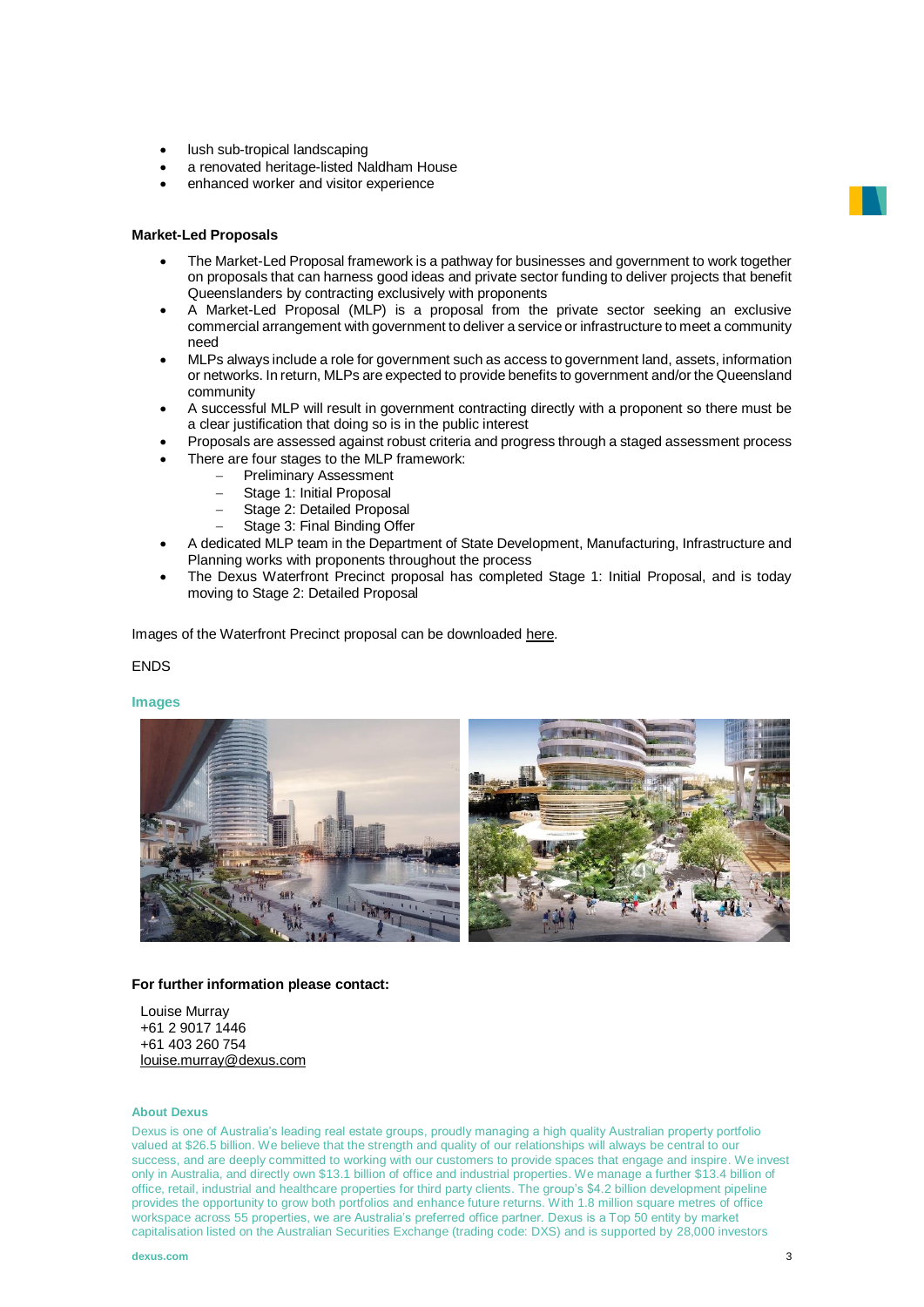- lush sub-tropical landscaping
- a renovated heritage-listed Naldham House
- enhanced worker and visitor experience

**Market-Led Proposals**

- The Market-Led Proposal framework is a pathway for businesses and government to work together on proposals that can harness good ideas and private sector funding to deliver projects that benefit Queenslanders by contracting exclusively with proponents
- A Market-Led Proposal (MLP) is a proposal from the private sector seeking an exclusive commercial arrangement with government to deliver a service or infrastructure to meet a community need
- MLPs always include a role for government such as access to government land, assets, information or networks. In return, MLPs are expected to provide benefits to government and/or the Queensland community
- A successful MLP will result in government contracting directly with a proponent so there must be a clear justification that doing so is in the public interest
- Proposals are assessed against robust criteria and progress through a staged assessment process
- There are four stages to the MLP framework:
  - Preliminary Assessment
  - Stage 1: Initial Proposal
  - Stage 2: Detailed Proposal
  - Stage 3: Final Binding Offer
- A dedicated MLP team in the Department of State Development, Manufacturing, Infrastructure and Planning works with proponents throughout the process
- The Dexus Waterfront Precinct proposal has completed Stage 1: Initial Proposal, and is today moving to Stage 2: Detailed Proposal

Images of the Waterfront Precinct proposal can be downloaded here.

ENDS

**Images**

**For further information please contact:**

Louise Murray
+61 2 9017 1446
+61 403 260 754
louise.murray@dexus.com

**About Dexus**

Dexus is one of Australia's leading real estate groups, proudly managing a high quality Australian property portfolio valued at $26.5 billion. We believe that the strength and quality of our relationships will always be central to our success, and are deeply committed to working with our customers to provide spaces that engage and inspire. We invest only in Australia, and directly own $13.1 billion of office and industrial properties. We manage a further $13.4 billion of office, retail, industrial and healthcare properties for third party clients. The group's $4.2 billion development pipeline provides the opportunity to grow both portfolios and enhance future returns. With 1.8 million square metres of office workspace across 55 properties, we are Australia's preferred office partner. Dexus is a Top 50 entity by market capitalisation listed on the Australian Securities Exchange (trading code: DXS) and is supported by 28,000 investors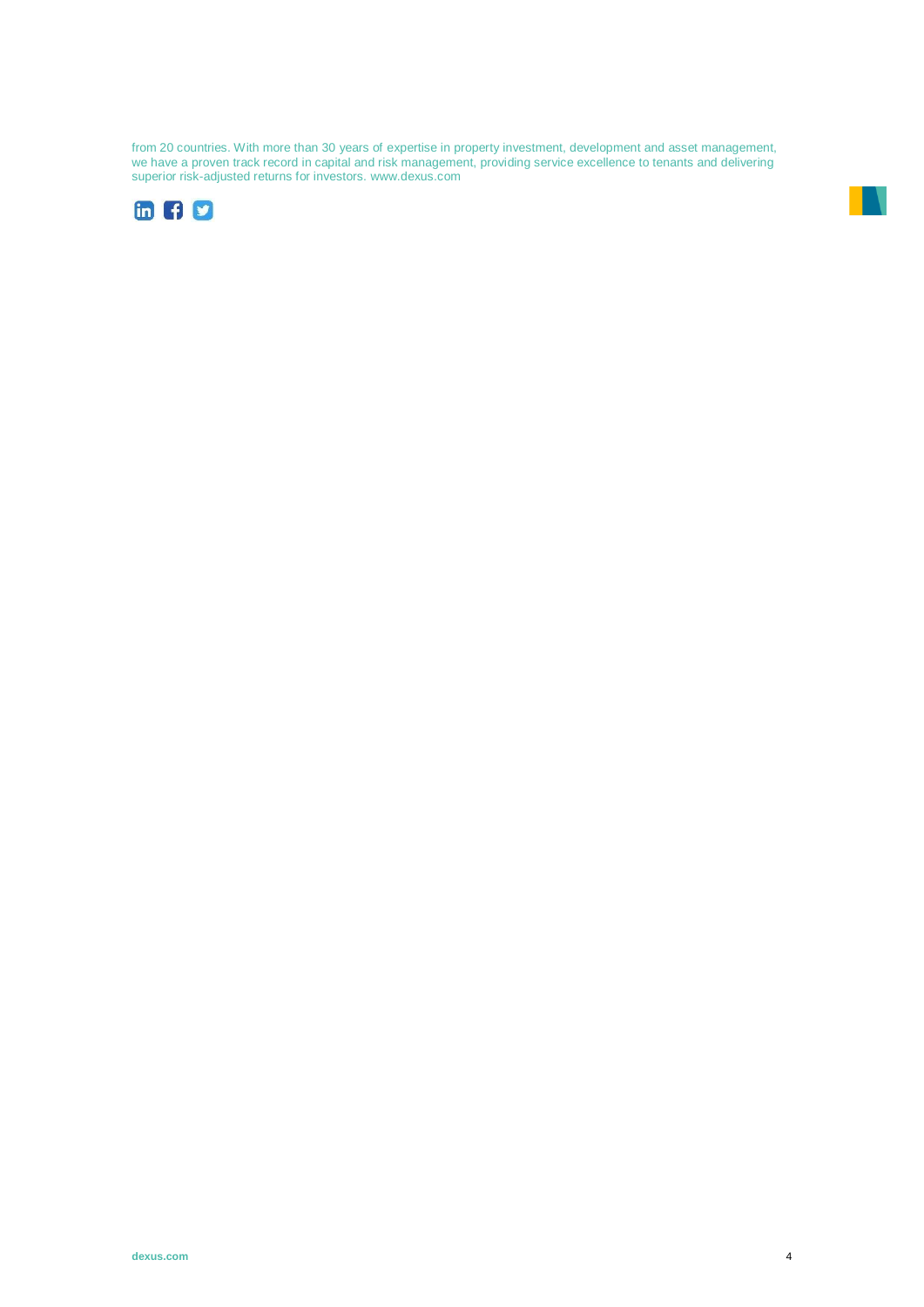from 20 countries. With more than 30 years of expertise in property investment, development and asset management, we have a proven track record in capital and risk management, providing service excellence to tenants and delivering superior risk-adjusted returns for investors. www.dexus.com